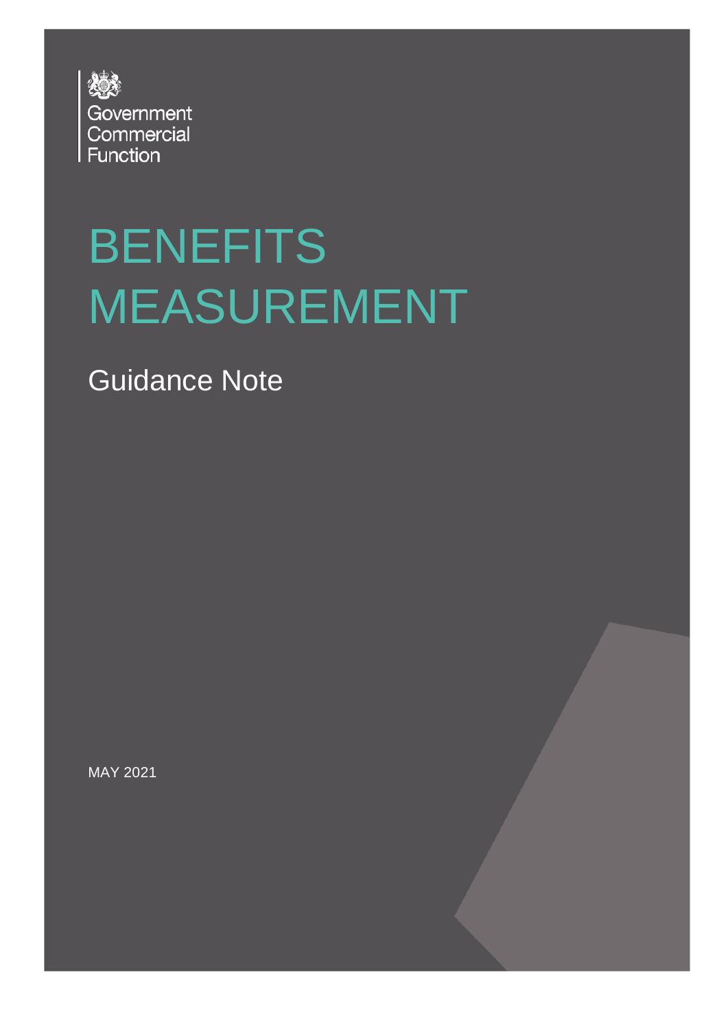Government Commercial Function

# BENEFITS MEASUREMENT

## Guidance Note

MAY 2021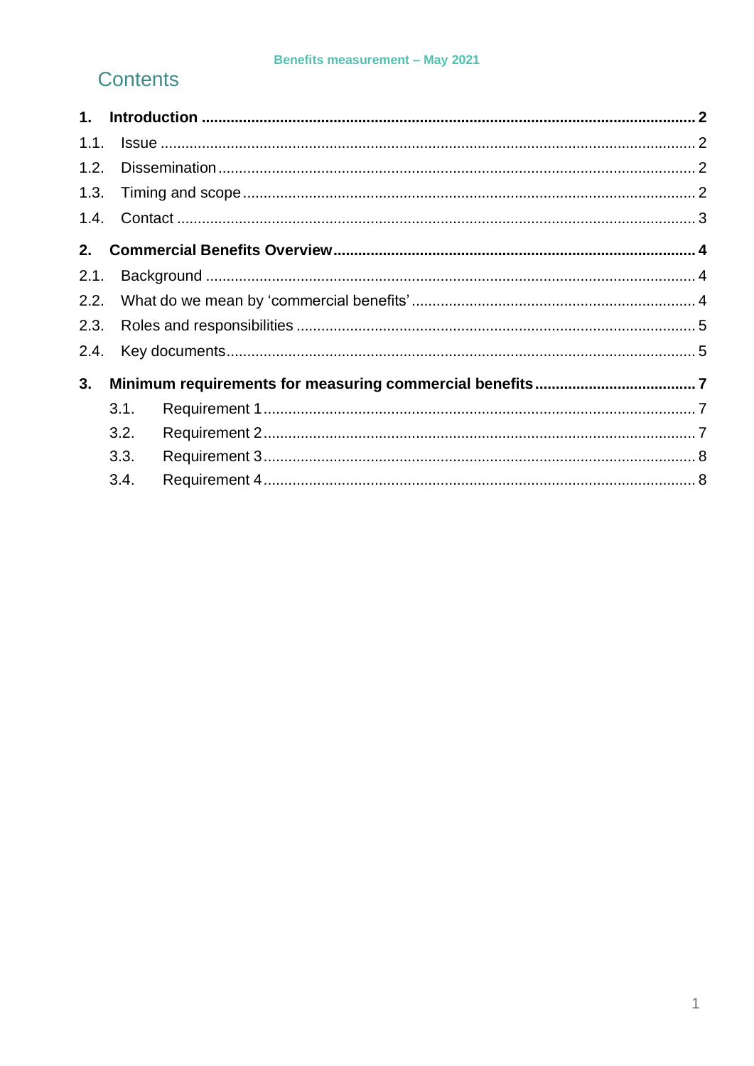# Contents

| | | |
|---|---|---|
| **1.** | **Introduction** | **2** |
| 1.1. | Issue | 2 |
| 1.2. | Dissemination | 2 |
| 1.3. | Timing and scope | 2 |
| 1.4. | Contact | 3 |
| **2.** | **Commercial Benefits Overview** | **4** |
| 2.1. | Background | 4 |
| 2.2. | What do we mean by 'commercial benefits' | 4 |
| 2.3. | Roles and responsibilities | 5 |
| 2.4. | Key documents | 5 |
| **3.** | **Minimum requirements for measuring commercial benefits** | **7** |
| 3.1. | Requirement 1 | 7 |
| 3.2. | Requirement 2 | 7 |
| 3.3. | Requirement 3 | 8 |
| 3.4. | Requirement 4 | 8 |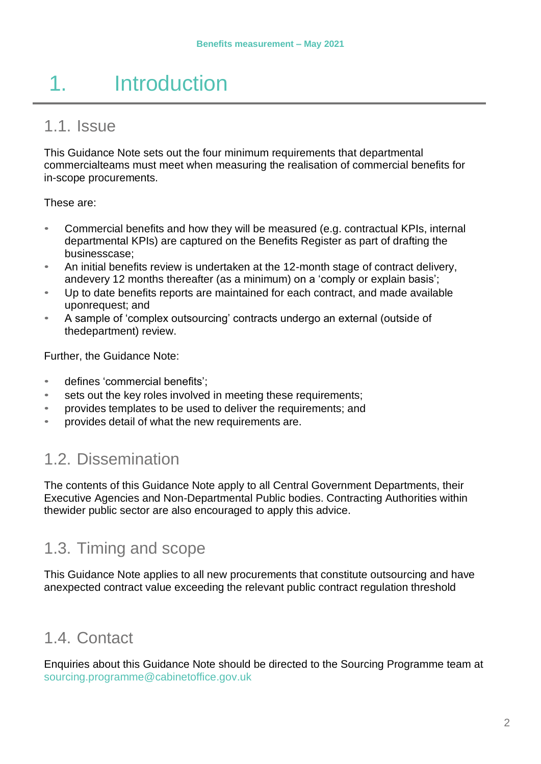# 1. Introduction

## 1.1. Issue

This Guidance Note sets out the four minimum requirements that departmental commercialteams must meet when measuring the realisation of commercial benefits for in-scope procurements.

These are:

- Commercial benefits and how they will be measured (e.g. contractual KPIs, internal departmental KPIs) are captured on the Benefits Register as part of drafting the businesscase;
- An initial benefits review is undertaken at the 12-month stage of contract delivery, andevery 12 months thereafter (as a minimum) on a 'comply or explain basis';
- Up to date benefits reports are maintained for each contract, and made available uponrequest; and
- A sample of 'complex outsourcing' contracts undergo an external (outside of thedepartment) review.

Further, the Guidance Note:

- defines 'commercial benefits';
- sets out the key roles involved in meeting these requirements;
- provides templates to be used to deliver the requirements; and
- provides detail of what the new requirements are.

## 1.2. Dissemination

The contents of this Guidance Note apply to all Central Government Departments, their Executive Agencies and Non-Departmental Public bodies. Contracting Authorities within thewider public sector are also encouraged to apply this advice.

## 1.3. Timing and scope

This Guidance Note applies to all new procurements that constitute outsourcing and have anexpected contract value exceeding the relevant public contract regulation threshold

## 1.4. Contact

Enquiries about this Guidance Note should be directed to the Sourcing Programme team at sourcing.programme@cabinetoffice.gov.uk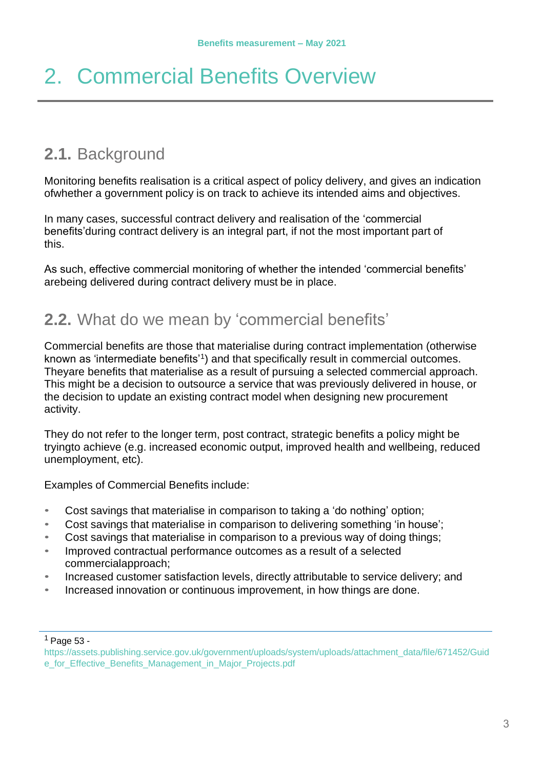# 2. Commercial Benefits Overview

## 2.1. Background

Monitoring benefits realisation is a critical aspect of policy delivery, and gives an indication ofwhether a government policy is on track to achieve its intended aims and objectives.

In many cases, successful contract delivery and realisation of the 'commercial benefits'during contract delivery is an integral part, if not the most important part of this.

As such, effective commercial monitoring of whether the intended 'commercial benefits' arebeing delivered during contract delivery must be in place.

## 2.2. What do we mean by 'commercial benefits'

Commercial benefits are those that materialise during contract implementation (otherwise known as 'intermediate benefits'[1]) and that specifically result in commercial outcomes. Theyare benefits that materialise as a result of pursuing a selected commercial approach. This might be a decision to outsource a service that was previously delivered in house, or the decision to update an existing contract model when designing new procurement activity.

They do not refer to the longer term, post contract, strategic benefits a policy might be tryingto achieve (e.g. increased economic output, improved health and wellbeing, reduced unemployment, etc).

Examples of Commercial Benefits include:

- Cost savings that materialise in comparison to taking a 'do nothing' option;
- Cost savings that materialise in comparison to delivering something 'in house';
- Cost savings that materialise in comparison to a previous way of doing things;
- Improved contractual performance outcomes as a result of a selected commercialapproach;
- Increased customer satisfaction levels, directly attributable to service delivery; and
- Increased innovation or continuous improvement, in how things are done.

---

[1] Page 53 - https://assets.publishing.service.gov.uk/government/uploads/system/uploads/attachment_data/file/671452/Guide_for_Effective_Benefits_Management_in_Major_Projects.pdf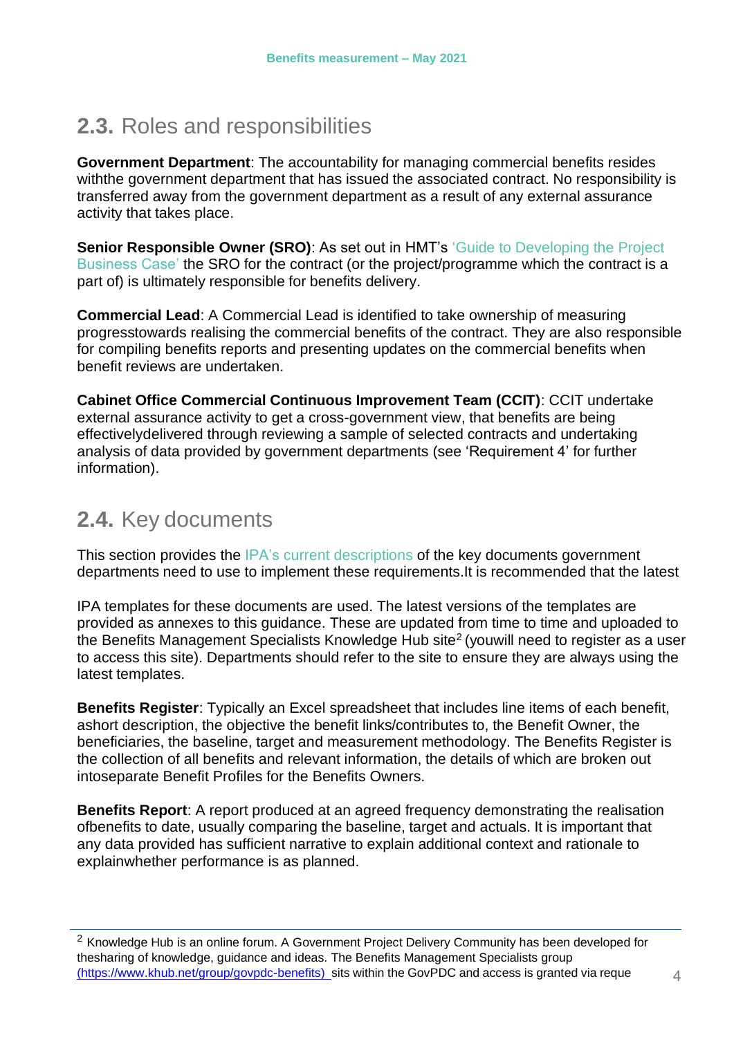## 2.3. Roles and responsibilities

**Government Department**: The accountability for managing commercial benefits resides withthe government department that has issued the associated contract. No responsibility is transferred away from the government department as a result of any external assurance activity that takes place.

**Senior Responsible Owner (SRO)**: As set out in HMT's 'Guide to Developing the Project Business Case' the SRO for the contract (or the project/programme which the contract is a part of) is ultimately responsible for benefits delivery.

**Commercial Lead**: A Commercial Lead is identified to take ownership of measuring progresstowards realising the commercial benefits of the contract. They are also responsible for compiling benefits reports and presenting updates on the commercial benefits when benefit reviews are undertaken.

**Cabinet Office Commercial Continuous Improvement Team (CCIT)**: CCIT undertake external assurance activity to get a cross-government view, that benefits are being effectivelydelivered through reviewing a sample of selected contracts and undertaking analysis of data provided by government departments (see 'Requirement 4' for further information).

## 2.4. Key documents

This section provides the IPA's current descriptions of the key documents government departments need to use to implement these requirements.It is recommended that the latest

IPA templates for these documents are used. The latest versions of the templates are provided as annexes to this guidance. These are updated from time to time and uploaded to the Benefits Management Specialists Knowledge Hub site[2] (youwill need to register as a user to access this site). Departments should refer to the site to ensure they are always using the latest templates.

**Benefits Register**: Typically an Excel spreadsheet that includes line items of each benefit, ashort description, the objective the benefit links/contributes to, the Benefit Owner, the beneficiaries, the baseline, target and measurement methodology. The Benefits Register is the collection of all benefits and relevant information, the details of which are broken out intoseparate Benefit Profiles for the Benefits Owners.

**Benefits Report**: A report produced at an agreed frequency demonstrating the realisation ofbenefits to date, usually comparing the baseline, target and actuals. It is important that any data provided has sufficient narrative to explain additional context and rationale to explainwhether performance is as planned.

---

[2] Knowledge Hub is an online forum. A Government Project Delivery Community has been developed for thesharing of knowledge, guidance and ideas. The Benefits Management Specialists group (https://www.khub.net/group/govpdc-benefits) sits within the GovPDC and access is granted via reque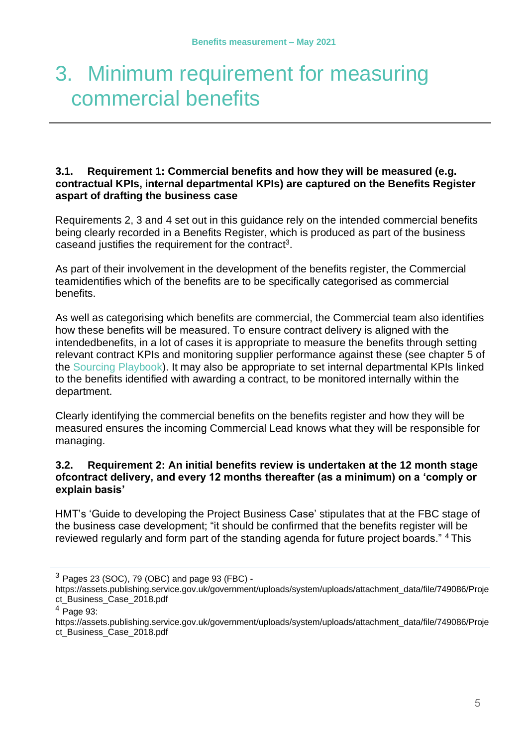# 3. Minimum requirement for measuring commercial benefits

### 3.1. Requirement 1: Commercial benefits and how they will be measured (e.g. contractual KPIs, internal departmental KPIs) are captured on the Benefits Register aspart of drafting the business case

Requirements 2, 3 and 4 set out in this guidance rely on the intended commercial benefits being clearly recorded in a Benefits Register, which is produced as part of the business caseand justifies the requirement for the contract[3].

As part of their involvement in the development of the benefits register, the Commercial teamidentifies which of the benefits are to be specifically categorised as commercial benefits.

As well as categorising which benefits are commercial, the Commercial team also identifies how these benefits will be measured. To ensure contract delivery is aligned with the intendedbenefits, in a lot of cases it is appropriate to measure the benefits through setting relevant contract KPIs and monitoring supplier performance against these (see chapter 5 of the Sourcing Playbook). It may also be appropriate to set internal departmental KPIs linked to the benefits identified with awarding a contract, to be monitored internally within the department.

Clearly identifying the commercial benefits on the benefits register and how they will be measured ensures the incoming Commercial Lead knows what they will be responsible for managing.

### 3.2. Requirement 2: An initial benefits review is undertaken at the 12 month stage ofcontract delivery, and every 12 months thereafter (as a minimum) on a 'comply or explain basis'

HMT's 'Guide to developing the Project Business Case' stipulates that at the FBC stage of the business case development; "it should be confirmed that the benefits register will be reviewed regularly and form part of the standing agenda for future project boards." [4] This

---

[3] Pages 23 (SOC), 79 (OBC) and page 93 (FBC) - https://assets.publishing.service.gov.uk/government/uploads/system/uploads/attachment_data/file/749086/Project_Business_Case_2018.pdf

[4] Page 93: https://assets.publishing.service.gov.uk/government/uploads/system/uploads/attachment_data/file/749086/Project_Business_Case_2018.pdf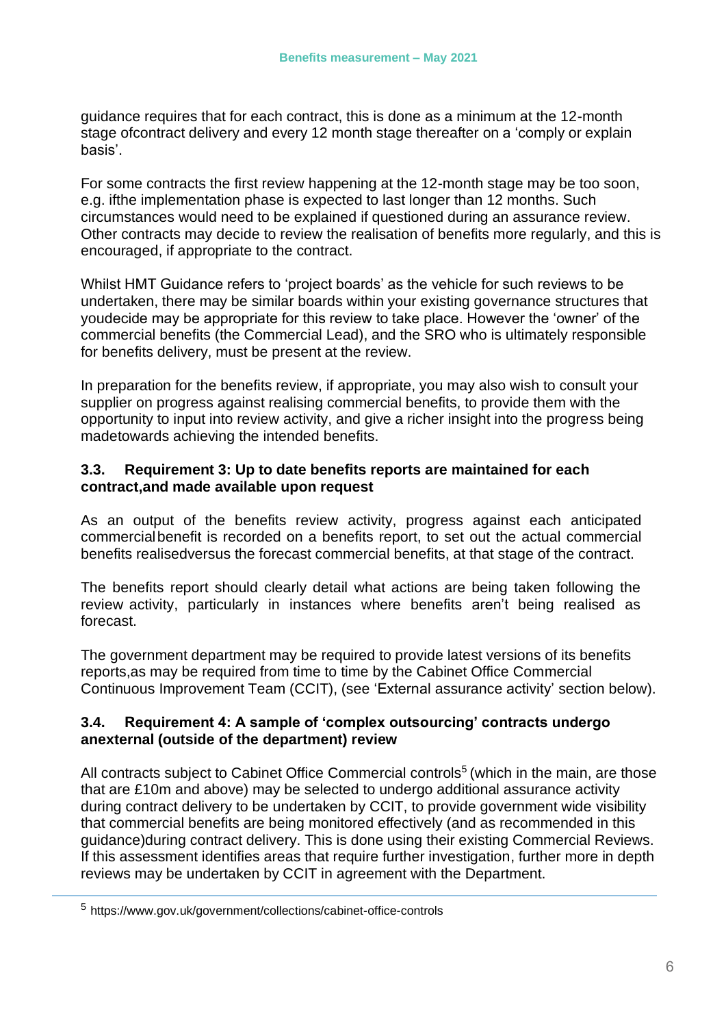guidance requires that for each contract, this is done as a minimum at the 12-month stage ofcontract delivery and every 12 month stage thereafter on a 'comply or explain basis'.

For some contracts the first review happening at the 12-month stage may be too soon, e.g. ifthe implementation phase is expected to last longer than 12 months. Such circumstances would need to be explained if questioned during an assurance review. Other contracts may decide to review the realisation of benefits more regularly, and this is encouraged, if appropriate to the contract.

Whilst HMT Guidance refers to 'project boards' as the vehicle for such reviews to be undertaken, there may be similar boards within your existing governance structures that youdecide may be appropriate for this review to take place. However the 'owner' of the commercial benefits (the Commercial Lead), and the SRO who is ultimately responsible for benefits delivery, must be present at the review.

In preparation for the benefits review, if appropriate, you may also wish to consult your supplier on progress against realising commercial benefits, to provide them with the opportunity to input into review activity, and give a richer insight into the progress being madetowards achieving the intended benefits.

### 3.3. Requirement 3: Up to date benefits reports are maintained for each contract,and made available upon request

As an output of the benefits review activity, progress against each anticipated commercialbenefit is recorded on a benefits report, to set out the actual commercial benefits realisedversus the forecast commercial benefits, at that stage of the contract.

The benefits report should clearly detail what actions are being taken following the review activity, particularly in instances where benefits aren't being realised as forecast.

The government department may be required to provide latest versions of its benefits reports,as may be required from time to time by the Cabinet Office Commercial Continuous Improvement Team (CCIT), (see 'External assurance activity' section below).

### 3.4. Requirement 4: A sample of 'complex outsourcing' contracts undergo anexternal (outside of the department) review

All contracts subject to Cabinet Office Commercial controls[5] (which in the main, are those that are £10m and above) may be selected to undergo additional assurance activity during contract delivery to be undertaken by CCIT, to provide government wide visibility that commercial benefits are being monitored effectively (and as recommended in this guidance)during contract delivery. This is done using their existing Commercial Reviews. If this assessment identifies areas that require further investigation, further more in depth reviews may be undertaken by CCIT in agreement with the Department.

[5] https://www.gov.uk/government/collections/cabinet-office-controls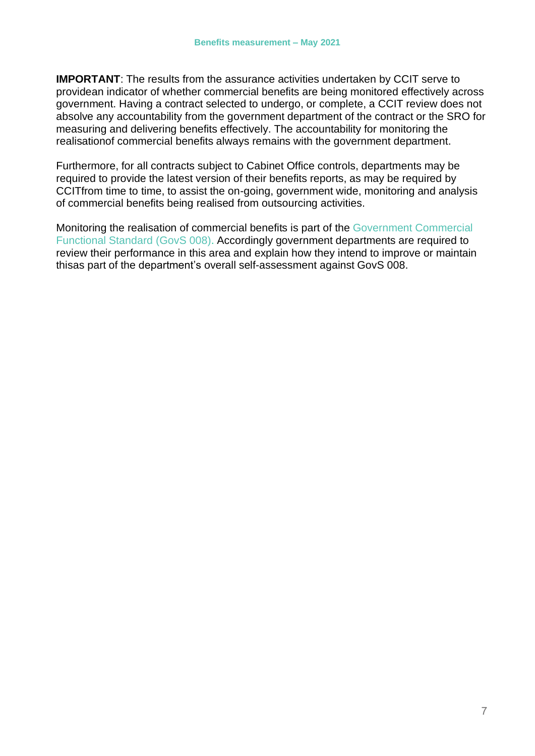**IMPORTANT**: The results from the assurance activities undertaken by CCIT serve to providean indicator of whether commercial benefits are being monitored effectively across government. Having a contract selected to undergo, or complete, a CCIT review does not absolve any accountability from the government department of the contract or the SRO for measuring and delivering benefits effectively. The accountability for monitoring the realisationof commercial benefits always remains with the government department.

Furthermore, for all contracts subject to Cabinet Office controls, departments may be required to provide the latest version of their benefits reports, as may be required by CCITfrom time to time, to assist the on-going, government wide, monitoring and analysis of commercial benefits being realised from outsourcing activities.

Monitoring the realisation of commercial benefits is part of the Government Commercial Functional Standard (GovS 008). Accordingly government departments are required to review their performance in this area and explain how they intend to improve or maintain thisas part of the department's overall self-assessment against GovS 008.